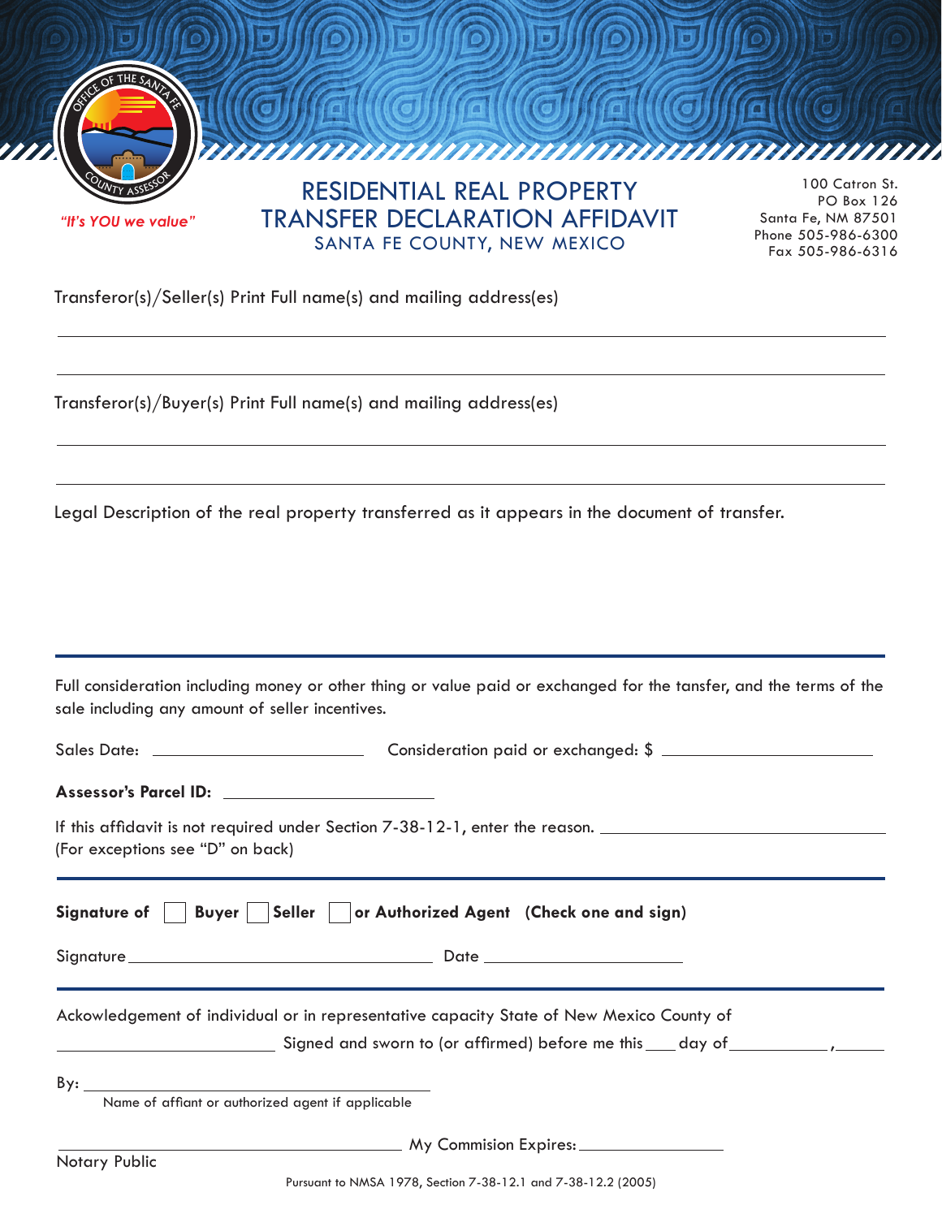OFFICE OF THE SANTA FE COUNTY ASSESSOR

*"It's YOU we value"*

# RESIDENTIAL REAL PROPERTY TRANSFER DECLARATION AFFIDAVIT

## SANTA FE COUNTY, NEW MEXICO

100 Catron St.
PO Box 126
Santa Fe, NM 87501
Phone 505-986-6300
Fax 505-986-6316

Transferor(s)/Seller(s) Print Full name(s) and mailing address(es)

_______________________________________________

_______________________________________________

Transferor(s)/Buyer(s) Print Full name(s) and mailing address(es)

_______________________________________________

_______________________________________________

Legal Description of the real property transferred as it appears in the document of transfer.

---

Full consideration including money or other thing or value paid or exchanged for the tansfer, and the terms of the sale including any amount of seller incentives.

Sales Date: ____________________ Consideration paid or exchanged: $ ____________________

**Assessor's Parcel ID:** ____________________

If this affidavit is not required under Section 7-38-12-1, enter the reason. ____________________
(For exceptions see "D" on back)

---

**Signature of** ☐ **Buyer** ☐ **Seller** ☐ **or Authorized Agent (Check one and sign)**

Signature ______________________________ Date ____________________

---

Ackowledgement of individual or in representative capacity State of New Mexico County of

____________________ Signed and sworn to (or affirmed) before me this ___ day of __________, _____

By: ______________________________
Name of affiant or authorized agent if applicable

______________________________ My Commision Expires: ____________________
Notary Public

Pursuant to NMSA 1978, Section 7-38-12.1 and 7-38-12.2 (2005)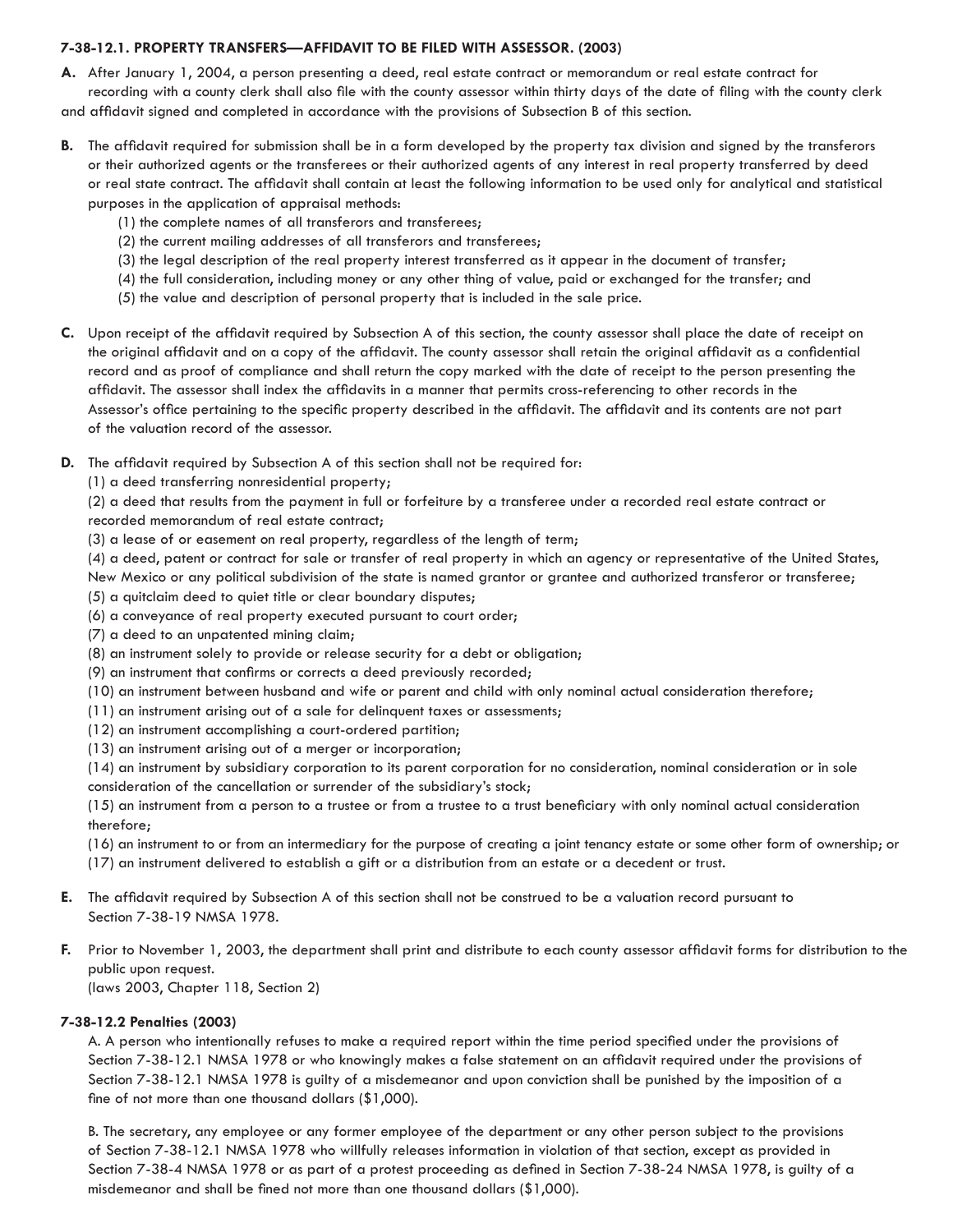#### 7-38-12.1. PROPERTY TRANSFERS—AFFIDAVIT TO BE FILED WITH ASSESSOR. (2003)

**A.** After January 1, 2004, a person presenting a deed, real estate contract or memorandum or real estate contract for recording with a county clerk shall also file with the county assessor within thirty days of the date of filing with the county clerk and affidavit signed and completed in accordance with the provisions of Subsection B of this section.

**B.** The affidavit required for submission shall be in a form developed by the property tax division and signed by the transferors or their authorized agents or the transferees or their authorized agents of any interest in real property transferred by deed or real state contract. The affidavit shall contain at least the following information to be used only for analytical and statistical purposes in the application of appraisal methods:

(1) the complete names of all transferors and transferees;
(2) the current mailing addresses of all transferors and transferees;
(3) the legal description of the real property interest transferred as it appear in the document of transfer;
(4) the full consideration, including money or any other thing of value, paid or exchanged for the transfer; and
(5) the value and description of personal property that is included in the sale price.

**C.** Upon receipt of the affidavit required by Subsection A of this section, the county assessor shall place the date of receipt on the original affidavit and on a copy of the affidavit. The county assessor shall retain the original affidavit as a confidential record and as proof of compliance and shall return the copy marked with the date of receipt to the person presenting the affidavit. The assessor shall index the affidavits in a manner that permits cross-referencing to other records in the Assessor's office pertaining to the specific property described in the affidavit. The affidavit and its contents are not part of the valuation record of the assessor.

**D.** The affidavit required by Subsection A of this section shall not be required for:

(1) a deed transferring nonresidential property;
(2) a deed that results from the payment in full or forfeiture by a transferee under a recorded real estate contract or recorded memorandum of real estate contract;
(3) a lease of or easement on real property, regardless of the length of term;
(4) a deed, patent or contract for sale or transfer of real property in which an agency or representative of the United States, New Mexico or any political subdivision of the state is named grantor or grantee and authorized transferor or transferee;
(5) a quitclaim deed to quiet title or clear boundary disputes;
(6) a conveyance of real property executed pursuant to court order;
(7) a deed to an unpatented mining claim;
(8) an instrument solely to provide or release security for a debt or obligation;
(9) an instrument that confirms or corrects a deed previously recorded;
(10) an instrument between husband and wife or parent and child with only nominal actual consideration therefore;
(11) an instrument arising out of a sale for delinquent taxes or assessments;
(12) an instrument accomplishing a court-ordered partition;
(13) an instrument arising out of a merger or incorporation;
(14) an instrument by subsidiary corporation to its parent corporation for no consideration, nominal consideration or in sole consideration of the cancellation or surrender of the subsidiary's stock;
(15) an instrument from a person to a trustee or from a trustee to a trust beneficiary with only nominal actual consideration therefore;
(16) an instrument to or from an intermediary for the purpose of creating a joint tenancy estate or some other form of ownership; or
(17) an instrument delivered to establish a gift or a distribution from an estate or a decedent or trust.

**E.** The affidavit required by Subsection A of this section shall not be construed to be a valuation record pursuant to Section 7-38-19 NMSA 1978.

**F.** Prior to November 1, 2003, the department shall print and distribute to each county assessor affidavit forms for distribution to the public upon request.
(laws 2003, Chapter 118, Section 2)

#### 7-38-12.2 Penalties (2003)

A. A person who intentionally refuses to make a required report within the time period specified under the provisions of Section 7-38-12.1 NMSA 1978 or who knowingly makes a false statement on an affidavit required under the provisions of Section 7-38-12.1 NMSA 1978 is guilty of a misdemeanor and upon conviction shall be punished by the imposition of a fine of not more than one thousand dollars ($1,000).

B. The secretary, any employee or any former employee of the department or any other person subject to the provisions of Section 7-38-12.1 NMSA 1978 who willfully releases information in violation of that section, except as provided in Section 7-38-4 NMSA 1978 or as part of a protest proceeding as defined in Section 7-38-24 NMSA 1978, is guilty of a misdemeanor and shall be fined not more than one thousand dollars ($1,000).